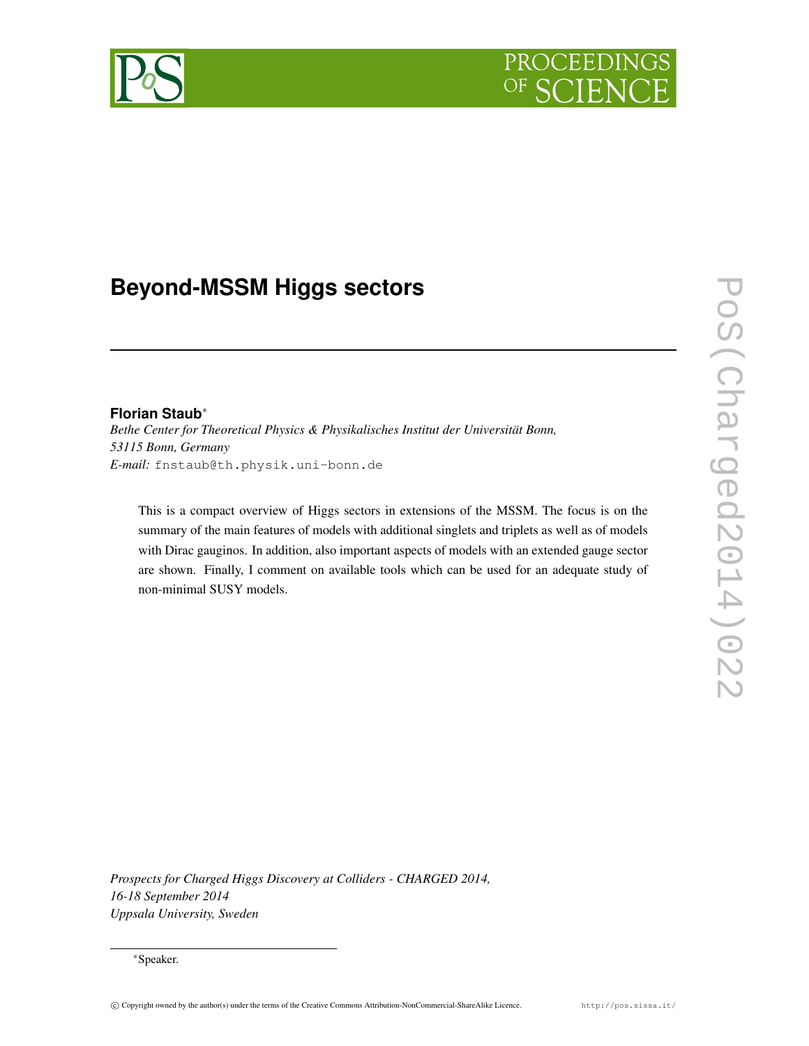# Beyond-MSSM Higgs sectors

**Florian Staub**[*]

*Bethe Center for Theoretical Physics & Physikalisches Institut der Universität Bonn, 53115 Bonn, Germany*

*E-mail:* fnstaub@th.physik.uni-bonn.de

This is a compact overview of Higgs sectors in extensions of the MSSM. The focus is on the summary of the main features of models with additional singlets and triplets as well as of models with Dirac gauginos. In addition, also important aspects of models with an extended gauge sector are shown. Finally, I comment on available tools which can be used for an adequate study of non-minimal SUSY models.

*Prospects for Charged Higgs Discovery at Colliders - CHARGED 2014,*
*16-18 September 2014*
*Uppsala University, Sweden*

[*]Speaker.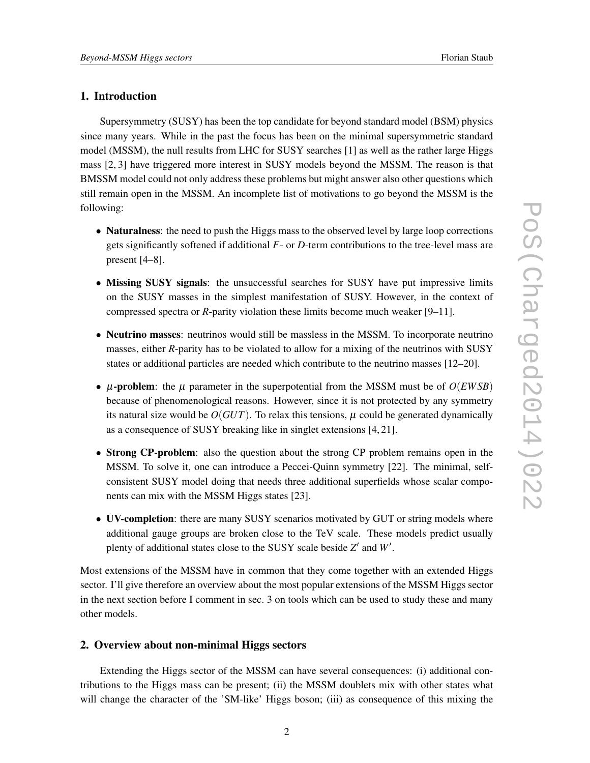## 1. Introduction

Supersymmetry (SUSY) has been the top candidate for beyond standard model (BSM) physics since many years. While in the past the focus has been on the minimal supersymmetric standard model (MSSM), the null results from LHC for SUSY searches [1] as well as the rather large Higgs mass [2, 3] have triggered more interest in SUSY models beyond the MSSM. The reason is that BMSSM model could not only address these problems but might answer also other questions which still remain open in the MSSM. An incomplete list of motivations to go beyond the MSSM is the following:

- **Naturalness**: the need to push the Higgs mass to the observed level by large loop corrections gets significantly softened if additional $F$- or $D$-term contributions to the tree-level mass are present [4–8].
- **Missing SUSY signals**: the unsuccessful searches for SUSY have put impressive limits on the SUSY masses in the simplest manifestation of SUSY. However, in the context of compressed spectra or $R$-parity violation these limits become much weaker [9–11].
- **Neutrino masses**: neutrinos would still be massless in the MSSM. To incorporate neutrino masses, either $R$-parity has to be violated to allow for a mixing of the neutrinos with SUSY states or additional particles are needed which contribute to the neutrino masses [12–20].
- **$\mu$-problem**: the $\mu$ parameter in the superpotential from the MSSM must be of $O(EWSB)$ because of phenomenological reasons. However, since it is not protected by any symmetry its natural size would be $O(GUT)$. To relax this tensions, $\mu$ could be generated dynamically as a consequence of SUSY breaking like in singlet extensions [4, 21].
- **Strong CP-problem**: also the question about the strong CP problem remains open in the MSSM. To solve it, one can introduce a Peccei-Quinn symmetry [22]. The minimal, self-consistent SUSY model doing that needs three additional superfields whose scalar components can mix with the MSSM Higgs states [23].
- **UV-completion**: there are many SUSY scenarios motivated by GUT or string models where additional gauge groups are broken close to the TeV scale. These models predict usually plenty of additional states close to the SUSY scale beside $Z'$ and $W'$.

Most extensions of the MSSM have in common that they come together with an extended Higgs sector. I'll give therefore an overview about the most popular extensions of the MSSM Higgs sector in the next section before I comment in sec. 3 on tools which can be used to study these and many other models.

## 2. Overview about non-minimal Higgs sectors

Extending the Higgs sector of the MSSM can have several consequences: (i) additional contributions to the Higgs mass can be present; (ii) the MSSM doublets mix with other states what will change the character of the 'SM-like' Higgs boson; (iii) as consequence of this mixing the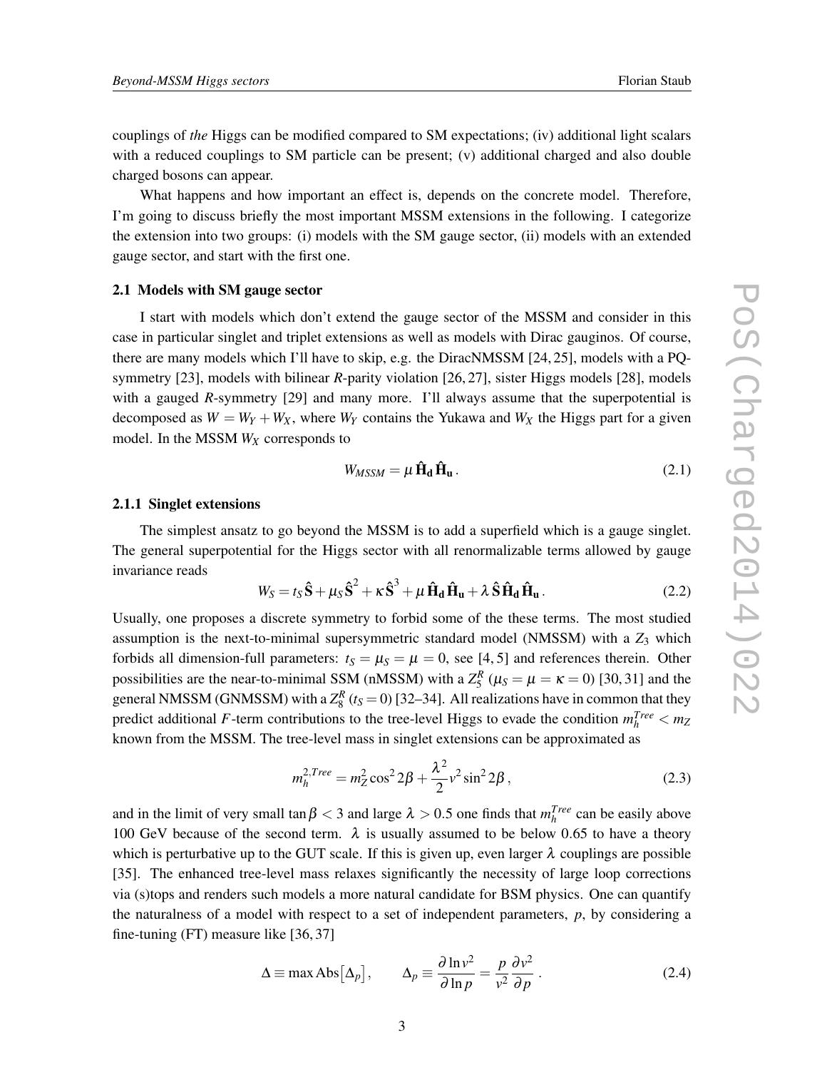couplings of *the* Higgs can be modified compared to SM expectations; (iv) additional light scalars with a reduced couplings to SM particle can be present; (v) additional charged and also double charged bosons can appear.

What happens and how important an effect is, depends on the concrete model. Therefore, I'm going to discuss briefly the most important MSSM extensions in the following. I categorize the extension into two groups: (i) models with the SM gauge sector, (ii) models with an extended gauge sector, and start with the first one.

### 2.1 Models with SM gauge sector

I start with models which don't extend the gauge sector of the MSSM and consider in this case in particular singlet and triplet extensions as well as models with Dirac gauginos. Of course, there are many models which I'll have to skip, e.g. the DiracNMSSM [24, 25], models with a PQ-symmetry [23], models with bilinear *R*-parity violation [26, 27], sister Higgs models [28], models with a gauged *R*-symmetry [29] and many more. I'll always assume that the superpotential is decomposed as $W = W_Y + W_X$, where $W_Y$ contains the Yukawa and $W_X$ the Higgs part for a given model. In the MSSM $W_X$ corresponds to

$$W_{MSSM} = \mu \, \hat{\mathbf{H}}_{\mathbf{d}} \, \hat{\mathbf{H}}_{\mathbf{u}} \, . \tag{2.1}$$

#### 2.1.1 Singlet extensions

The simplest ansatz to go beyond the MSSM is to add a superfield which is a gauge singlet. The general superpotential for the Higgs sector with all renormalizable terms allowed by gauge invariance reads

$$W_S = t_S \hat{\mathbf{S}} + \mu_S \hat{\mathbf{S}}^2 + \kappa \hat{\mathbf{S}}^3 + \mu \, \hat{\mathbf{H}}_{\mathbf{d}} \, \hat{\mathbf{H}}_{\mathbf{u}} + \lambda \, \hat{\mathbf{S}} \, \hat{\mathbf{H}}_{\mathbf{d}} \, \hat{\mathbf{H}}_{\mathbf{u}} \, . \tag{2.2}$$

Usually, one proposes a discrete symmetry to forbid some of the these terms. The most studied assumption is the next-to-minimal supersymmetric standard model (NMSSM) with a $Z_3$ which forbids all dimension-full parameters: $t_S = \mu_S = \mu = 0$, see [4, 5] and references therein. Other possibilities are the near-to-minimal SSM (nMSSM) with a $Z_5^R$ ($\mu_S = \mu = \kappa = 0$) [30, 31] and the general NMSSM (GNMSSM) with a $Z_8^R$ ($t_S = 0$) [32–34]. All realizations have in common that they predict additional *F*-term contributions to the tree-level Higgs to evade the condition $m_h^{Tree} < m_Z$ known from the MSSM. The tree-level mass in singlet extensions can be approximated as

$$m_h^{2,Tree} = m_Z^2 \cos^2 2\beta + \frac{\lambda^2}{2} v^2 \sin^2 2\beta \, , \tag{2.3}$$

and in the limit of very small $\tan\beta < 3$ and large $\lambda > 0.5$ one finds that $m_h^{Tree}$ can be easily above 100 GeV because of the second term. $\lambda$ is usually assumed to be below 0.65 to have a theory which is perturbative up to the GUT scale. If this is given up, even larger $\lambda$ couplings are possible [35]. The enhanced tree-level mass relaxes significantly the necessity of large loop corrections via (s)tops and renders such models a more natural candidate for BSM physics. One can quantify the naturalness of a model with respect to a set of independent parameters, *p*, by considering a fine-tuning (FT) measure like [36, 37]

$$\Delta \equiv \max \text{Abs}\big[\Delta_p\big], \qquad \Delta_p \equiv \frac{\partial \ln v^2}{\partial \ln p} = \frac{p}{v^2} \frac{\partial v^2}{\partial p} \, . \tag{2.4}$$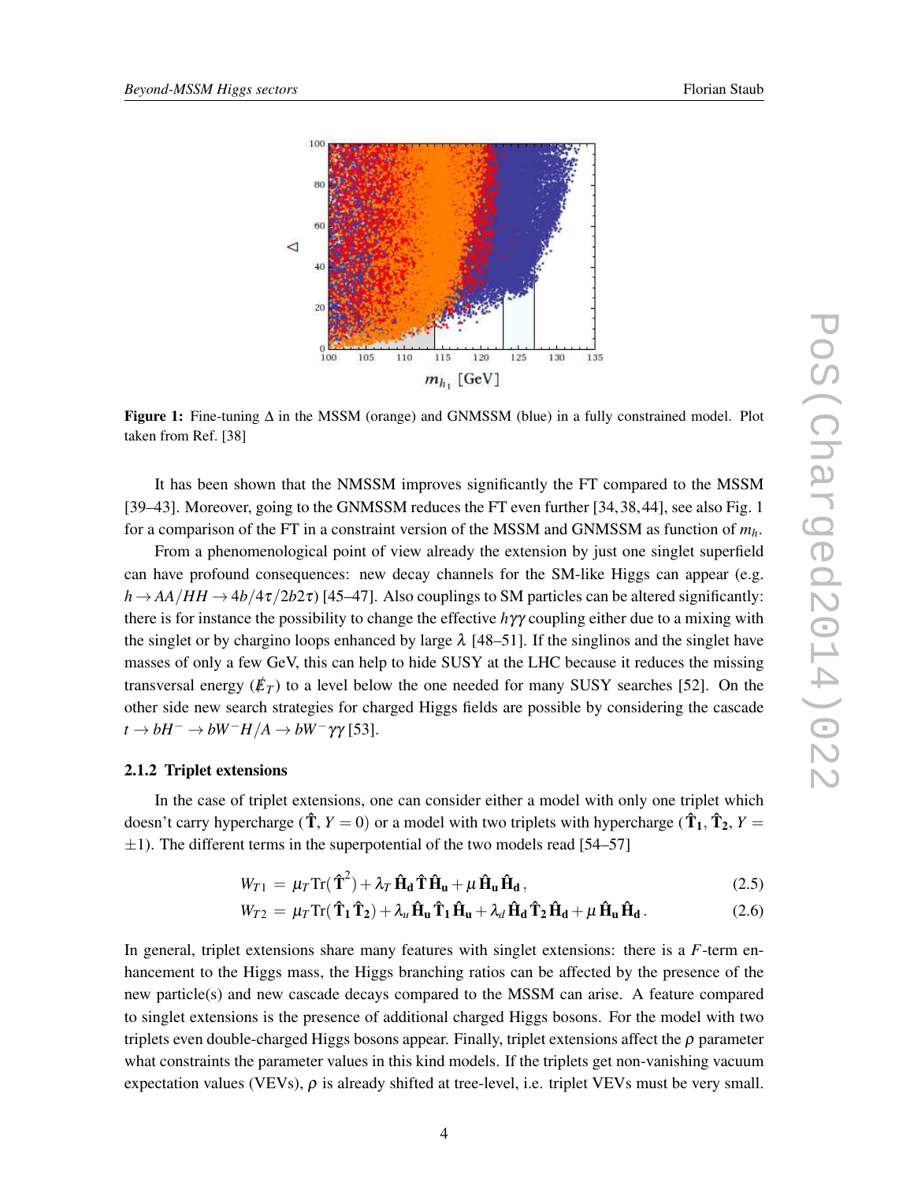100
80
60
40
20
0
$\Delta$
100 105 110 115 120 125 130 135
$m_{h_1}$ [GeV]

**Figure 1:** Fine-tuning $\Delta$ in the MSSM (orange) and GNMSSM (blue) in a fully constrained model. Plot taken from Ref. [38]

It has been shown that the NMSSM improves significantly the FT compared to the MSSM [39–43]. Moreover, going to the GNMSSM reduces the FT even further [34,38,44], see also Fig. 1 for a comparison of the FT in a constraint version of the MSSM and GNMSSM as function of $m_h$.

From a phenomenological point of view already the extension by just one singlet superfield can have profound consequences: new decay channels for the SM-like Higgs can appear (e.g. $h \to AA/HH \to 4b/4\tau/2b2\tau$) [45–47]. Also couplings to SM particles can be altered significantly: there is for instance the possibility to change the effective $h\gamma\gamma$ coupling either due to a mixing with the singlet or by chargino loops enhanced by large $\lambda$ [48–51]. If the singlinos and the singlet have masses of only a few GeV, this can help to hide SUSY at the LHC because it reduces the missing transversal energy ($\not{E}_T$) to a level below the one needed for many SUSY searches [52]. On the other side new search strategies for charged Higgs fields are possible by considering the cascade $t \to bH^- \to bW^-H/A \to bW^-\gamma\gamma$ [53].

### 2.1.2 Triplet extensions

In the case of triplet extensions, one can consider either a model with only one triplet which doesn't carry hypercharge ($\hat{\mathbf{T}}$, $Y = 0$) or a model with two triplets with hypercharge ($\hat{\mathbf{T}}_1$, $\hat{\mathbf{T}}_2$, $Y = \pm 1$). The different terms in the superpotential of the two models read [54–57]

$$W_{T1} = \mu_T \mathrm{Tr}(\hat{\mathbf{T}}^2) + \lambda_T \hat{\mathbf{H}}_\mathbf{d} \hat{\mathbf{T}} \hat{\mathbf{H}}_\mathbf{u} + \mu \hat{\mathbf{H}}_\mathbf{u} \hat{\mathbf{H}}_\mathbf{d} \,, \tag{2.5}$$

$$W_{T2} = \mu_T \mathrm{Tr}(\hat{\mathbf{T}}_1 \hat{\mathbf{T}}_2) + \lambda_u \hat{\mathbf{H}}_\mathbf{u} \hat{\mathbf{T}}_1 \hat{\mathbf{H}}_\mathbf{u} + \lambda_d \hat{\mathbf{H}}_\mathbf{d} \hat{\mathbf{T}}_2 \hat{\mathbf{H}}_\mathbf{d} + \mu \hat{\mathbf{H}}_\mathbf{u} \hat{\mathbf{H}}_\mathbf{d} \,. \tag{2.6}$$

In general, triplet extensions share many features with singlet extensions: there is a $F$-term enhancement to the Higgs mass, the Higgs branching ratios can be affected by the presence of the new particle(s) and new cascade decays compared to the MSSM can arise. A feature compared to singlet extensions is the presence of additional charged Higgs bosons. For the model with two triplets even double-charged Higgs bosons appear. Finally, triplet extensions affect the $\rho$ parameter what constraints the parameter values in this kind models. If the triplets get non-vanishing vacuum expectation values (VEVs), $\rho$ is already shifted at tree-level, i.e. triplet VEVs must be very small.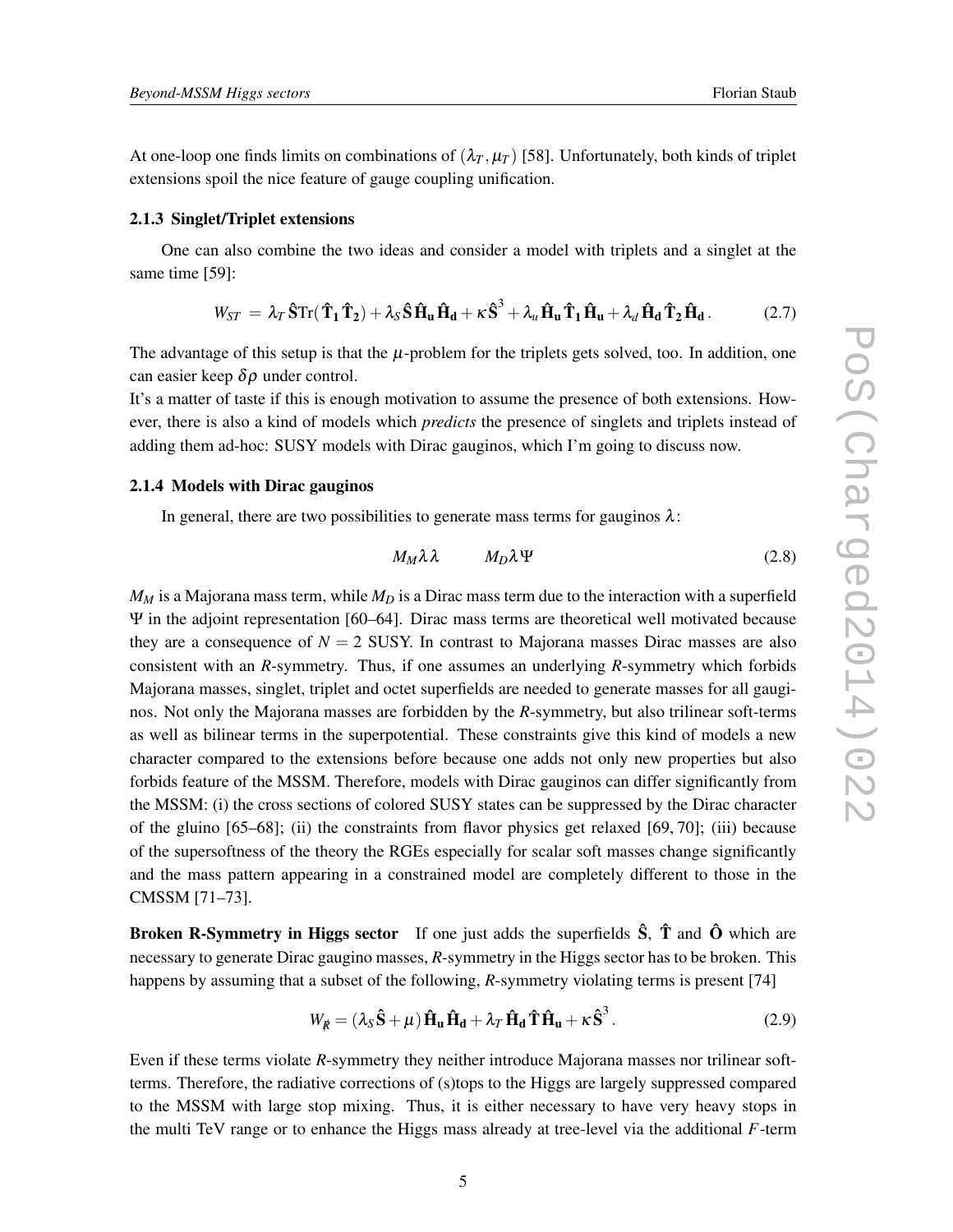At one-loop one finds limits on combinations of $(\lambda_T, \mu_T)$ [58]. Unfortunately, both kinds of triplet extensions spoil the nice feature of gauge coupling unification.

#### 2.1.3 Singlet/Triplet extensions

One can also combine the two ideas and consider a model with triplets and a singlet at the same time [59]:

$$W_{ST} = \lambda_T \hat{\mathbf{S}} \mathrm{Tr}(\hat{\mathbf{T}}_1 \hat{\mathbf{T}}_2) + \lambda_S \hat{\mathbf{S}} \hat{\mathbf{H}}_u \hat{\mathbf{H}}_d + \kappa \hat{\mathbf{S}}^3 + \lambda_u \hat{\mathbf{H}}_u \hat{\mathbf{T}}_1 \hat{\mathbf{H}}_u + \lambda_d \hat{\mathbf{H}}_d \hat{\mathbf{T}}_2 \hat{\mathbf{H}}_d . \tag{2.7}$$

The advantage of this setup is that the $\mu$-problem for the triplets gets solved, too. In addition, one can easier keep $\delta\rho$ under control.

It's a matter of taste if this is enough motivation to assume the presence of both extensions. However, there is also a kind of models which *predicts* the presence of singlets and triplets instead of adding them ad-hoc: SUSY models with Dirac gauginos, which I'm going to discuss now.

#### 2.1.4 Models with Dirac gauginos

In general, there are two possibilities to generate mass terms for gauginos $\lambda$:

$$M_M \lambda\lambda \qquad M_D \lambda \Psi \tag{2.8}$$

$M_M$ is a Majorana mass term, while $M_D$ is a Dirac mass term due to the interaction with a superfield $\Psi$ in the adjoint representation [60–64]. Dirac mass terms are theoretical well motivated because they are a consequence of $N = 2$ SUSY. In contrast to Majorana masses Dirac masses are also consistent with an *R*-symmetry. Thus, if one assumes an underlying *R*-symmetry which forbids Majorana masses, singlet, triplet and octet superfields are needed to generate masses for all gauginos. Not only the Majorana masses are forbidden by the *R*-symmetry, but also trilinear soft-terms as well as bilinear terms in the superpotential. These constraints give this kind of models a new character compared to the extensions before because one adds not only new properties but also forbids feature of the MSSM. Therefore, models with Dirac gauginos can differ significantly from the MSSM: (i) the cross sections of colored SUSY states can be suppressed by the Dirac character of the gluino [65–68]; (ii) the constraints from flavor physics get relaxed [69, 70]; (iii) because of the supersoftness of the theory the RGEs especially for scalar soft masses change significantly and the mass pattern appearing in a constrained model are completely different to those in the CMSSM [71–73].

**Broken R-Symmetry in Higgs sector** If one just adds the superfields $\hat{\mathbf{S}}$, $\hat{\mathbf{T}}$ and $\hat{\mathbf{O}}$ which are necessary to generate Dirac gaugino masses, *R*-symmetry in the Higgs sector has to be broken. This happens by assuming that a subset of the following, *R*-symmetry violating terms is present [74]

$$W_{\not{R}} = (\lambda_S \hat{\mathbf{S}} + \mu) \hat{\mathbf{H}}_u \hat{\mathbf{H}}_d + \lambda_T \hat{\mathbf{H}}_d \hat{\mathbf{T}} \hat{\mathbf{H}}_u + \kappa \hat{\mathbf{S}}^3 . \tag{2.9}$$

Even if these terms violate *R*-symmetry they neither introduce Majorana masses nor trilinear soft-terms. Therefore, the radiative corrections of (s)tops to the Higgs are largely suppressed compared to the MSSM with large stop mixing. Thus, it is either necessary to have very heavy stops in the multi TeV range or to enhance the Higgs mass already at tree-level via the additional $F$-term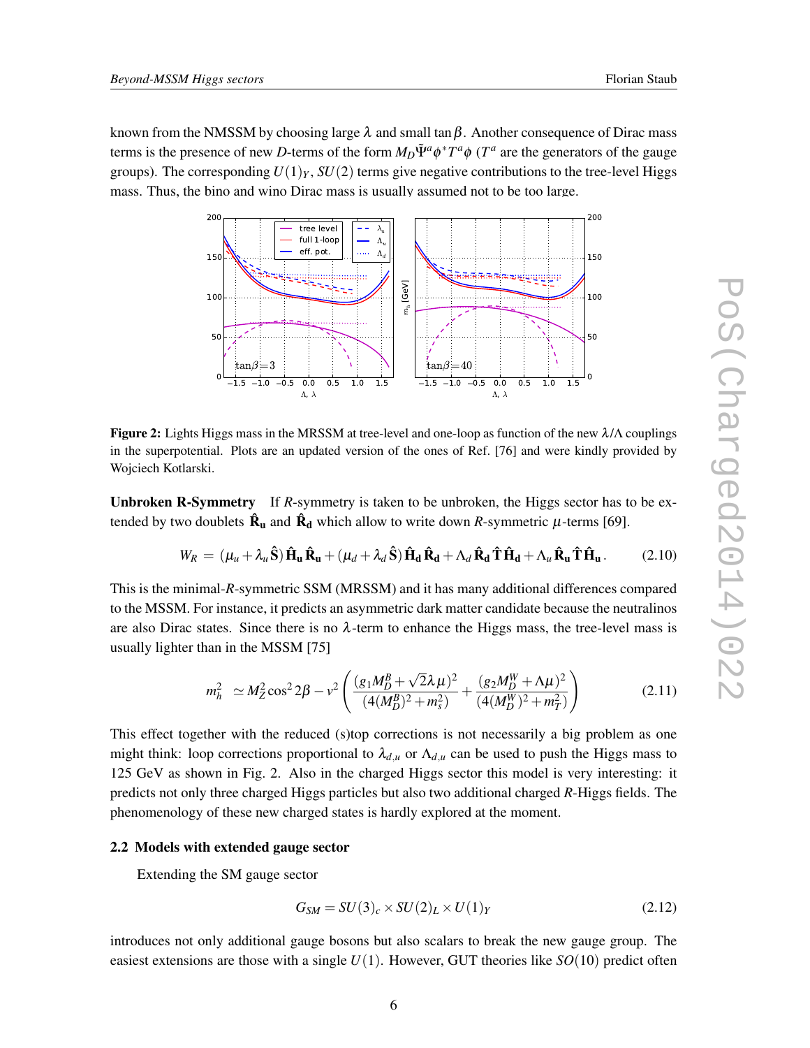known from the NMSSM by choosing large $\lambda$ and small $\tan\beta$. Another consequence of Dirac mass terms is the presence of new $D$-terms of the form $M_D \tilde{\Psi}^a \phi^* T^a \phi$ ($T^a$ are the generators of the gauge groups). The corresponding $U(1)_Y$, $SU(2)$ terms give negative contributions to the tree-level Higgs mass. Thus, the bino and wino Dirac mass is usually assumed not to be too large.

tree level
full 1-loop
eff. pot.
$\lambda_u$
$\Lambda_u$
$\Lambda_d$
$m_h$ [GeV]
200
150
100
50
0
−1.5 −1.0 −0.5 0.0 0.5 1.0 1.5
$\Lambda$, $\lambda$
tan$\beta$=3
tan$\beta$=40

**Figure 2:** Lights Higgs mass in the MRSSM at tree-level and one-loop as function of the new $\lambda/\Lambda$ couplings in the superpotential. Plots are an updated version of the ones of Ref. [76] and were kindly provided by Wojciech Kotlarski.

**Unbroken R-Symmetry** If $R$-symmetry is taken to be unbroken, the Higgs sector has to be extended by two doublets $\hat{\mathbf{R}}_\mathbf{u}$ and $\hat{\mathbf{R}}_\mathbf{d}$ which allow to write down $R$-symmetric $\mu$-terms [69].

$$W_R = (\mu_u + \lambda_u \hat{\mathbf{S}})\,\hat{\mathbf{H}}_\mathbf{u}\,\hat{\mathbf{R}}_\mathbf{u} + (\mu_d + \lambda_d \hat{\mathbf{S}})\,\hat{\mathbf{H}}_\mathbf{d}\,\hat{\mathbf{R}}_\mathbf{d} + \Lambda_d\,\hat{\mathbf{R}}_\mathbf{d}\,\hat{\mathbf{T}}\,\hat{\mathbf{H}}_\mathbf{d} + \Lambda_u\,\hat{\mathbf{R}}_\mathbf{u}\,\hat{\mathbf{T}}\,\hat{\mathbf{H}}_\mathbf{u}\,. \tag{2.10}$$

This is the minimal-$R$-symmetric SSM (MRSSM) and it has many additional differences compared to the MSSM. For instance, it predicts an asymmetric dark matter candidate because the neutralinos are also Dirac states. Since there is no $\lambda$-term to enhance the Higgs mass, the tree-level mass is usually lighter than in the MSSM [75]

$$m_h^2 \;\simeq M_Z^2 \cos^2 2\beta - v^2 \left( \frac{(g_1 M_D^B + \sqrt{2}\lambda\mu)^2}{(4(M_D^B)^2 + m_s^2)} + \frac{(g_2 M_D^W + \Lambda\mu)^2}{(4(M_D^W)^2 + m_T^2)} \right) \tag{2.11}$$

This effect together with the reduced (s)top corrections is not necessarily a big problem as one might think: loop corrections proportional to $\lambda_{d,u}$ or $\Lambda_{d,u}$ can be used to push the Higgs mass to 125 GeV as shown in Fig. 2. Also in the charged Higgs sector this model is very interesting: it predicts not only three charged Higgs particles but also two additional charged $R$-Higgs fields. The phenomenology of these new charged states is hardly explored at the moment.

### 2.2 Models with extended gauge sector

Extending the SM gauge sector

$$G_{SM} = SU(3)_c \times SU(2)_L \times U(1)_Y \tag{2.12}$$

introduces not only additional gauge bosons but also scalars to break the new gauge group. The easiest extensions are those with a single $U(1)$. However, GUT theories like $SO(10)$ predict often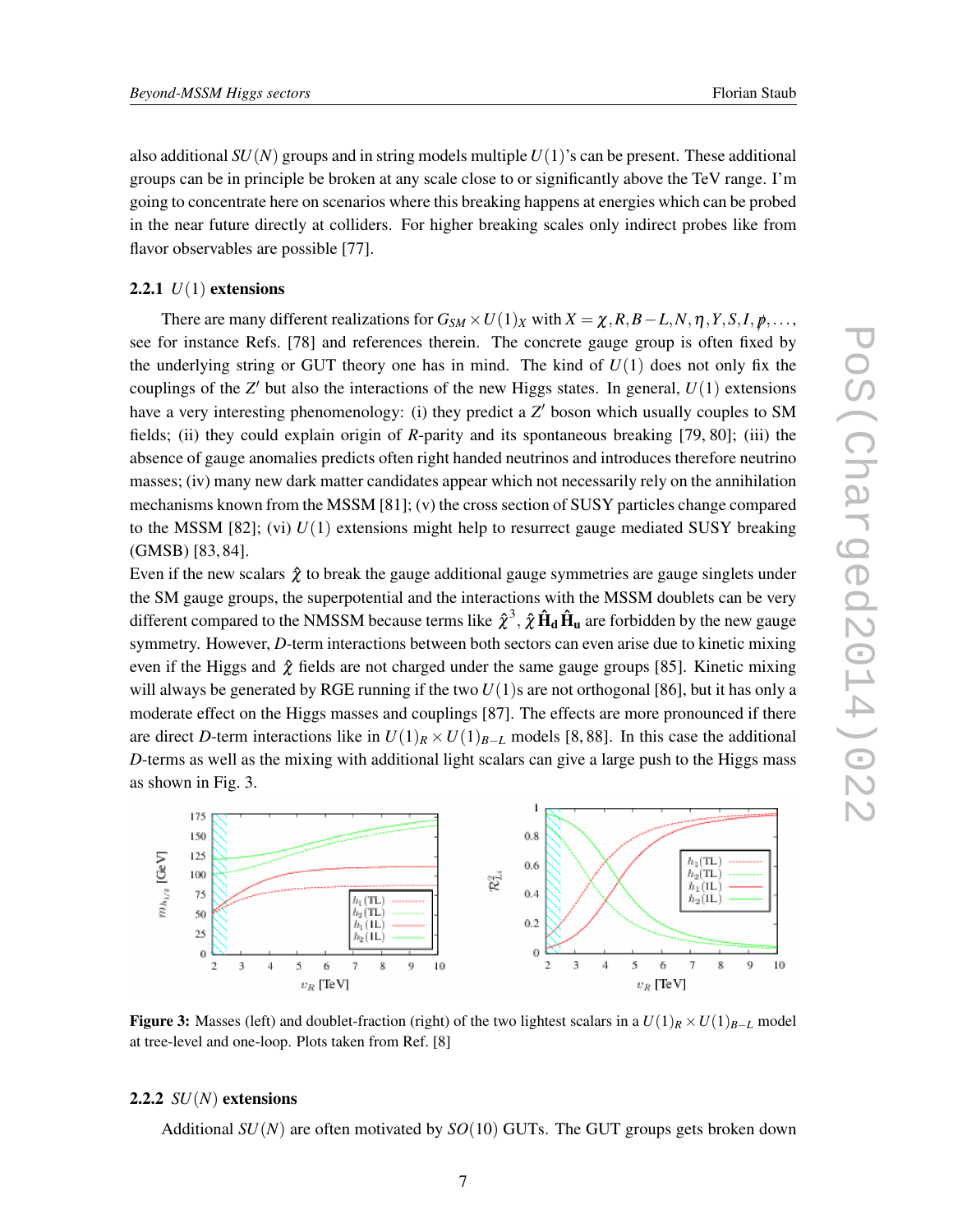also additional $SU(N)$ groups and in string models multiple $U(1)$'s can be present. These additional groups can be in principle be broken at any scale close to or significantly above the TeV range. I'm going to concentrate here on scenarios where this breaking happens at energies which can be probed in the near future directly at colliders. For higher breaking scales only indirect probes like from flavor observables are possible [77].

### 2.2.1 $U(1)$ extensions

There are many different realizations for $G_{SM} \times U(1)_X$ with $X = \chi, R, B-L, N, \eta, Y, S, I, \not{p}, \ldots$, see for instance Refs. [78] and references therein. The concrete gauge group is often fixed by the underlying string or GUT theory one has in mind. The kind of $U(1)$ does not only fix the couplings of the $Z'$ but also the interactions of the new Higgs states. In general, $U(1)$ extensions have a very interesting phenomenology: (i) they predict a $Z'$ boson which usually couples to SM fields; (ii) they could explain origin of $R$-parity and its spontaneous breaking [79, 80]; (iii) the absence of gauge anomalies predicts often right handed neutrinos and introduces therefore neutrino masses; (iv) many new dark matter candidates appear which not necessarily rely on the annihilation mechanisms known from the MSSM [81]; (v) the cross section of SUSY particles change compared to the MSSM [82]; (vi) $U(1)$ extensions might help to resurrect gauge mediated SUSY breaking (GMSB) [83, 84].

Even if the new scalars $\hat{\chi}$ to break the gauge additional gauge symmetries are gauge singlets under the SM gauge groups, the superpotential and the interactions with the MSSM doublets can be very different compared to the NMSSM because terms like $\hat{\chi}^3$, $\hat{\chi}\,\hat{\mathbf{H}}_\mathbf{d}\,\hat{\mathbf{H}}_\mathbf{u}$ are forbidden by the new gauge symmetry. However, $D$-term interactions between both sectors can even arise due to kinetic mixing even if the Higgs and $\hat{\chi}$ fields are not charged under the same gauge groups [85]. Kinetic mixing will always be generated by RGE running if the two $U(1)$s are not orthogonal [86], but it has only a moderate effect on the Higgs masses and couplings [87]. The effects are more pronounced if there are direct $D$-term interactions like in $U(1)_R \times U(1)_{B-L}$ models [8, 88]. In this case the additional $D$-terms as well as the mixing with additional light scalars can give a large push to the Higgs mass as shown in Fig. 3.

**Figure 3:** Masses (left) and doublet-fraction (right) of the two lightest scalars in a $U(1)_R \times U(1)_{B-L}$ model at tree-level and one-loop. Plots taken from Ref. [8]

### 2.2.2 $SU(N)$ extensions

Additional $SU(N)$ are often motivated by $SO(10)$ GUTs. The GUT groups gets broken down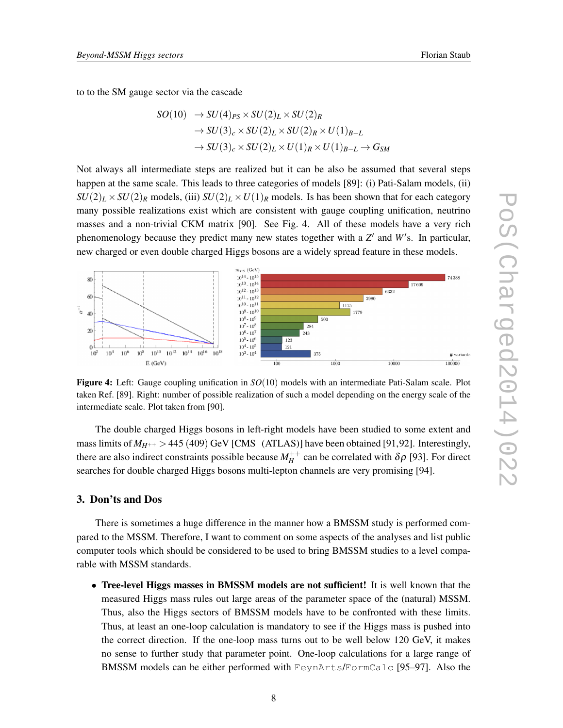to to the SM gauge sector via the cascade

$$
\begin{aligned}
SO(10) &\to SU(4)_{PS} \times SU(2)_L \times SU(2)_R \\
&\to SU(3)_c \times SU(2)_L \times SU(2)_R \times U(1)_{B-L} \\
&\to SU(3)_c \times SU(2)_L \times U(1)_R \times U(1)_{B-L} \to G_{SM}
\end{aligned}
$$

Not always all intermediate steps are realized but it can be also be assumed that several steps happen at the same scale. This leads to three categories of models [89]: (i) Pati-Salam models, (ii) $SU(2)_L \times SU(2)_R$ models, (iii) $SU(2)_L \times U(1)_R$ models. Is has been shown that for each category many possible realizations exist which are consistent with gauge coupling unification, neutrino masses and a non-trivial CKM matrix [90]. See Fig. 4. All of these models have a very rich phenomenology because they predict many new states together with a $Z'$ and $W'$s. In particular, new charged or even double charged Higgs bosons are a widely spread feature in these models.

$\alpha^{-1}$
80
60
40
20
0
$10^2$ $10^4$ $10^6$ $10^8$ $10^{10}$ $10^{12}$ $10^{14}$ $10^{16}$ $10^{18}$
E (GeV)

$m_{PS}$ (GeV)
$10^{14}$ - $10^{15}$ 74 388
$10^{13}$ - $10^{14}$ 17 609
$10^{12}$ - $10^{13}$ 6332
$10^{11}$ - $10^{12}$ 2980
$10^{10}$ - $10^{11}$ 1175
$10^{9}$ - $10^{10}$ 1779
$10^{8}$ - $10^{9}$ 500
$10^{7}$ - $10^{8}$ 284
$10^{6}$ - $10^{7}$ 243
$10^{5}$ - $10^{6}$ 123
$10^{4}$ - $10^{5}$ 121
$10^{3}$ - $10^{4}$ 375
100 1000 10000 100000
# variants

**Figure 4:** Left: Gauge coupling unification in $SO(10)$ models with an intermediate Pati-Salam scale. Plot taken Ref. [89]. Right: number of possible realization of such a model depending on the energy scale of the intermediate scale. Plot taken from [90].

The double charged Higgs bosons in left-right models have been studied to some extent and mass limits of $M_{H^{++}} > 445$ (409) GeV [CMS (ATLAS)] have been obtained [91,92]. Interestingly, there are also indirect constraints possible because $M_H^{++}$ can be correlated with $\delta\rho$ [93]. For direct searches for double charged Higgs bosons multi-lepton channels are very promising [94].

## 3. Don'ts and Dos

There is sometimes a huge difference in the manner how a BMSSM study is performed compared to the MSSM. Therefore, I want to comment on some aspects of the analyses and list public computer tools which should be considered to be used to bring BMSSM studies to a level comparable with MSSM standards.

- **Tree-level Higgs masses in BMSSM models are not sufficient!** It is well known that the measured Higgs mass rules out large areas of the parameter space of the (natural) MSSM. Thus, also the Higgs sectors of BMSSM models have to be confronted with these limits. Thus, at least an one-loop calculation is mandatory to see if the Higgs mass is pushed into the correct direction. If the one-loop mass turns out to be well below 120 GeV, it makes no sense to further study that parameter point. One-loop calculations for a large range of BMSSM models can be either performed with `FeynArts`/`FormCalc` [95–97]. Also the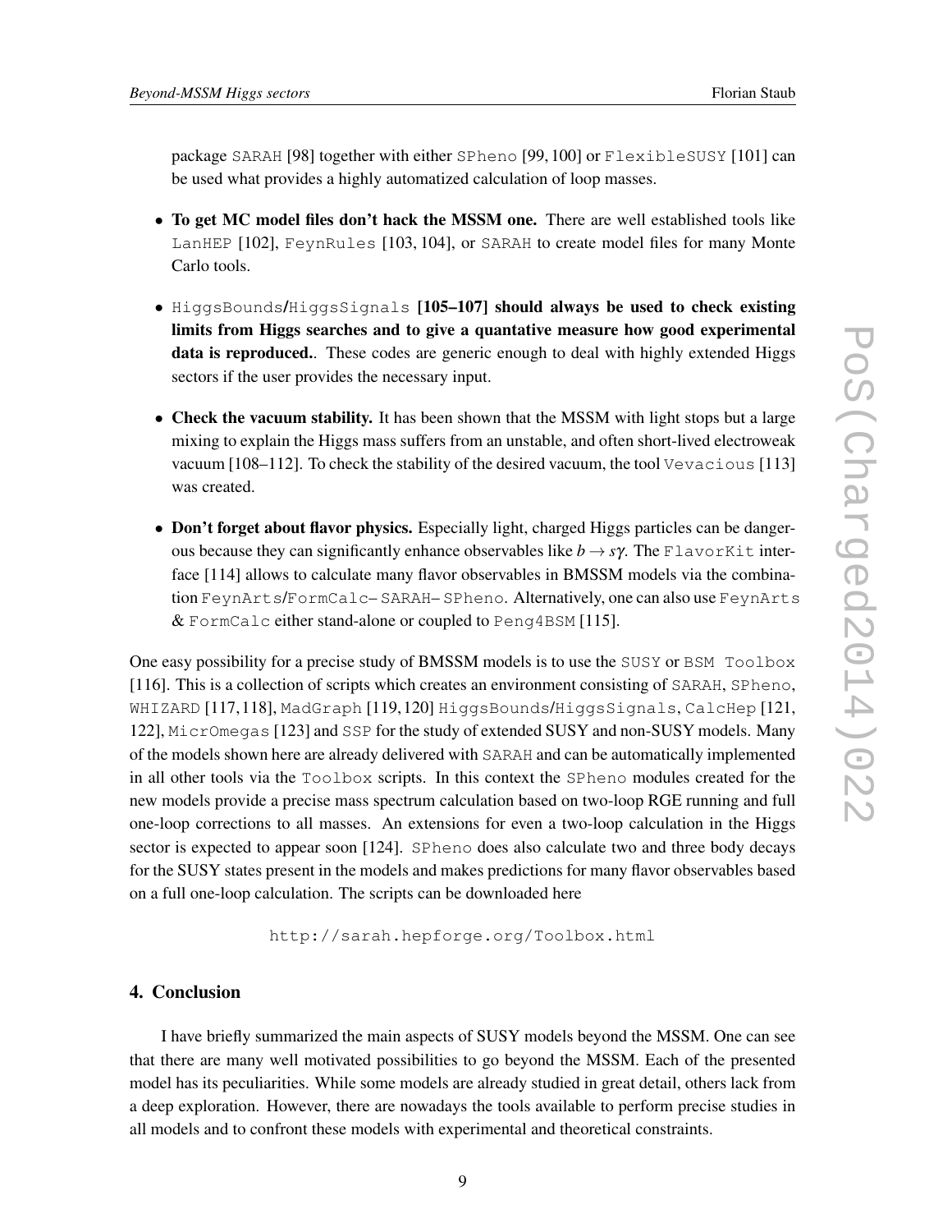package SARAH [98] together with either SPheno [99, 100] or FlexibleSUSY [101] can be used what provides a highly automatized calculation of loop masses.

- **To get MC model files don't hack the MSSM one.** There are well established tools like LanHEP [102], FeynRules [103, 104], or SARAH to create model files for many Monte Carlo tools.

- HiggsBounds/HiggsSignals **[105–107] should always be used to check existing limits from Higgs searches and to give a quantative measure how good experimental data is reproduced.**. These codes are generic enough to deal with highly extended Higgs sectors if the user provides the necessary input.

- **Check the vacuum stability.** It has been shown that the MSSM with light stops but a large mixing to explain the Higgs mass suffers from an unstable, and often short-lived electroweak vacuum [108–112]. To check the stability of the desired vacuum, the tool Vevacious [113] was created.

- **Don't forget about flavor physics.** Especially light, charged Higgs particles can be dangerous because they can significantly enhance observables like $b \to s\gamma$. The FlavorKit interface [114] allows to calculate many flavor observables in BMSSM models via the combination FeynArts/FormCalc– SARAH– SPheno. Alternatively, one can also use FeynArts & FormCalc either stand-alone or coupled to Peng4BSM [115].

One easy possibility for a precise study of BMSSM models is to use the SUSY or BSM Toolbox [116]. This is a collection of scripts which creates an environment consisting of SARAH, SPheno, WHIZARD [117, 118], MadGraph [119, 120] HiggsBounds/HiggsSignals, CalcHep [121, 122], MicrOmegas [123] and SSP for the study of extended SUSY and non-SUSY models. Many of the models shown here are already delivered with SARAH and can be automatically implemented in all other tools via the Toolbox scripts. In this context the SPheno modules created for the new models provide a precise mass spectrum calculation based on two-loop RGE running and full one-loop corrections to all masses. An extensions for even a two-loop calculation in the Higgs sector is expected to appear soon [124]. SPheno does also calculate two and three body decays for the SUSY states present in the models and makes predictions for many flavor observables based on a full one-loop calculation. The scripts can be downloaded here

```
http://sarah.hepforge.org/Toolbox.html
```

## 4. Conclusion

I have briefly summarized the main aspects of SUSY models beyond the MSSM. One can see that there are many well motivated possibilities to go beyond the MSSM. Each of the presented model has its peculiarities. While some models are already studied in great detail, others lack from a deep exploration. However, there are nowadays the tools available to perform precise studies in all models and to confront these models with experimental and theoretical constraints.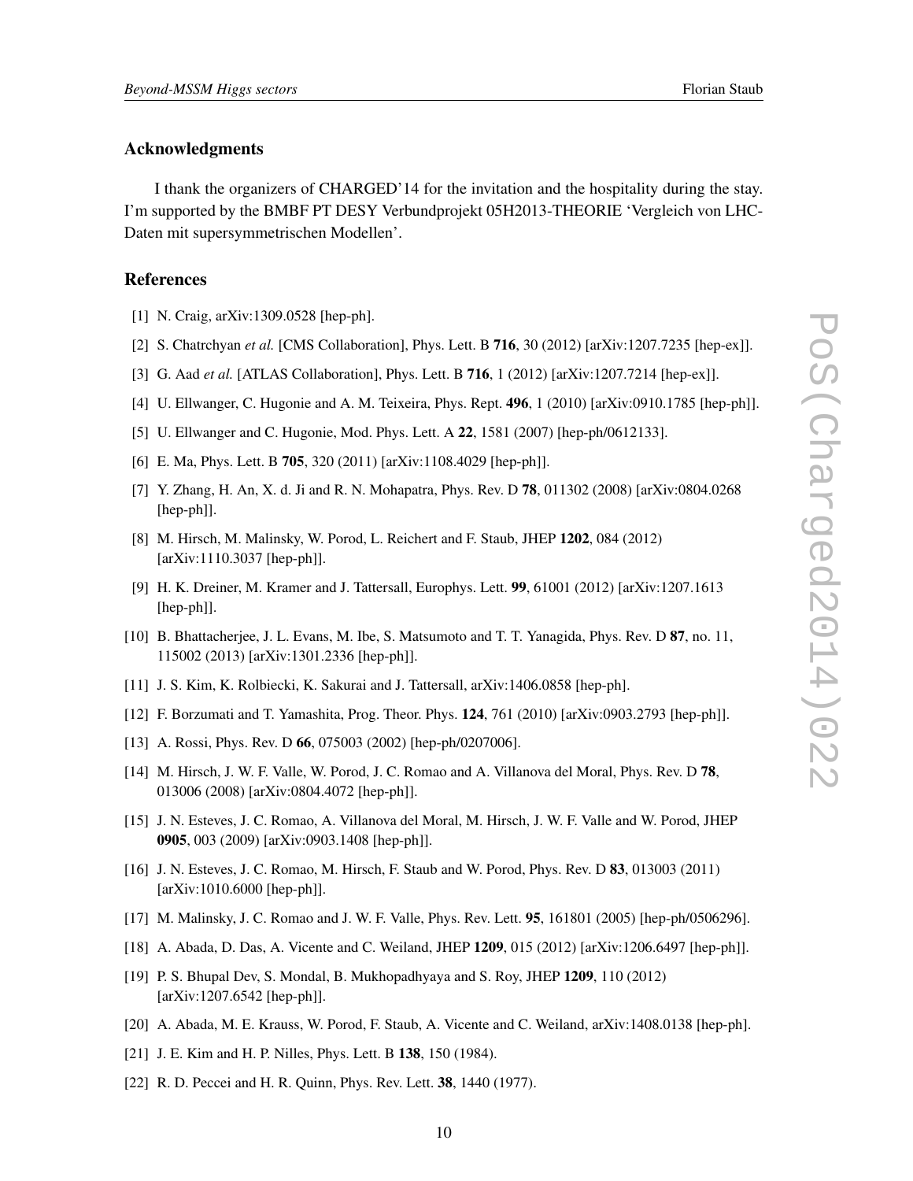### Acknowledgments

I thank the organizers of CHARGED'14 for the invitation and the hospitality during the stay. I'm supported by the BMBF PT DESY Verbundprojekt 05H2013-THEORIE 'Vergleich von LHC-Daten mit supersymmetrischen Modellen'.

### References

[1] N. Craig, arXiv:1309.0528 [hep-ph].

[2] S. Chatrchyan *et al.* [CMS Collaboration], Phys. Lett. B **716**, 30 (2012) [arXiv:1207.7235 [hep-ex]].

[3] G. Aad *et al.* [ATLAS Collaboration], Phys. Lett. B **716**, 1 (2012) [arXiv:1207.7214 [hep-ex]].

[4] U. Ellwanger, C. Hugonie and A. M. Teixeira, Phys. Rept. **496**, 1 (2010) [arXiv:0910.1785 [hep-ph]].

[5] U. Ellwanger and C. Hugonie, Mod. Phys. Lett. A **22**, 1581 (2007) [hep-ph/0612133].

[6] E. Ma, Phys. Lett. B **705**, 320 (2011) [arXiv:1108.4029 [hep-ph]].

[7] Y. Zhang, H. An, X. d. Ji and R. N. Mohapatra, Phys. Rev. D **78**, 011302 (2008) [arXiv:0804.0268 [hep-ph]].

[8] M. Hirsch, M. Malinsky, W. Porod, L. Reichert and F. Staub, JHEP **1202**, 084 (2012) [arXiv:1110.3037 [hep-ph]].

[9] H. K. Dreiner, M. Kramer and J. Tattersall, Europhys. Lett. **99**, 61001 (2012) [arXiv:1207.1613 [hep-ph]].

[10] B. Bhattacherjee, J. L. Evans, M. Ibe, S. Matsumoto and T. T. Yanagida, Phys. Rev. D **87**, no. 11, 115002 (2013) [arXiv:1301.2336 [hep-ph]].

[11] J. S. Kim, K. Rolbiecki, K. Sakurai and J. Tattersall, arXiv:1406.0858 [hep-ph].

[12] F. Borzumati and T. Yamashita, Prog. Theor. Phys. **124**, 761 (2010) [arXiv:0903.2793 [hep-ph]].

[13] A. Rossi, Phys. Rev. D **66**, 075003 (2002) [hep-ph/0207006].

[14] M. Hirsch, J. W. F. Valle, W. Porod, J. C. Romao and A. Villanova del Moral, Phys. Rev. D **78**, 013006 (2008) [arXiv:0804.4072 [hep-ph]].

[15] J. N. Esteves, J. C. Romao, A. Villanova del Moral, M. Hirsch, J. W. F. Valle and W. Porod, JHEP **0905**, 003 (2009) [arXiv:0903.1408 [hep-ph]].

[16] J. N. Esteves, J. C. Romao, M. Hirsch, F. Staub and W. Porod, Phys. Rev. D **83**, 013003 (2011) [arXiv:1010.6000 [hep-ph]].

[17] M. Malinsky, J. C. Romao and J. W. F. Valle, Phys. Rev. Lett. **95**, 161801 (2005) [hep-ph/0506296].

[18] A. Abada, D. Das, A. Vicente and C. Weiland, JHEP **1209**, 015 (2012) [arXiv:1206.6497 [hep-ph]].

[19] P. S. Bhupal Dev, S. Mondal, B. Mukhopadhyaya and S. Roy, JHEP **1209**, 110 (2012) [arXiv:1207.6542 [hep-ph]].

[20] A. Abada, M. E. Krauss, W. Porod, F. Staub, A. Vicente and C. Weiland, arXiv:1408.0138 [hep-ph].

[21] J. E. Kim and H. P. Nilles, Phys. Lett. B **138**, 150 (1984).

[22] R. D. Peccei and H. R. Quinn, Phys. Rev. Lett. **38**, 1440 (1977).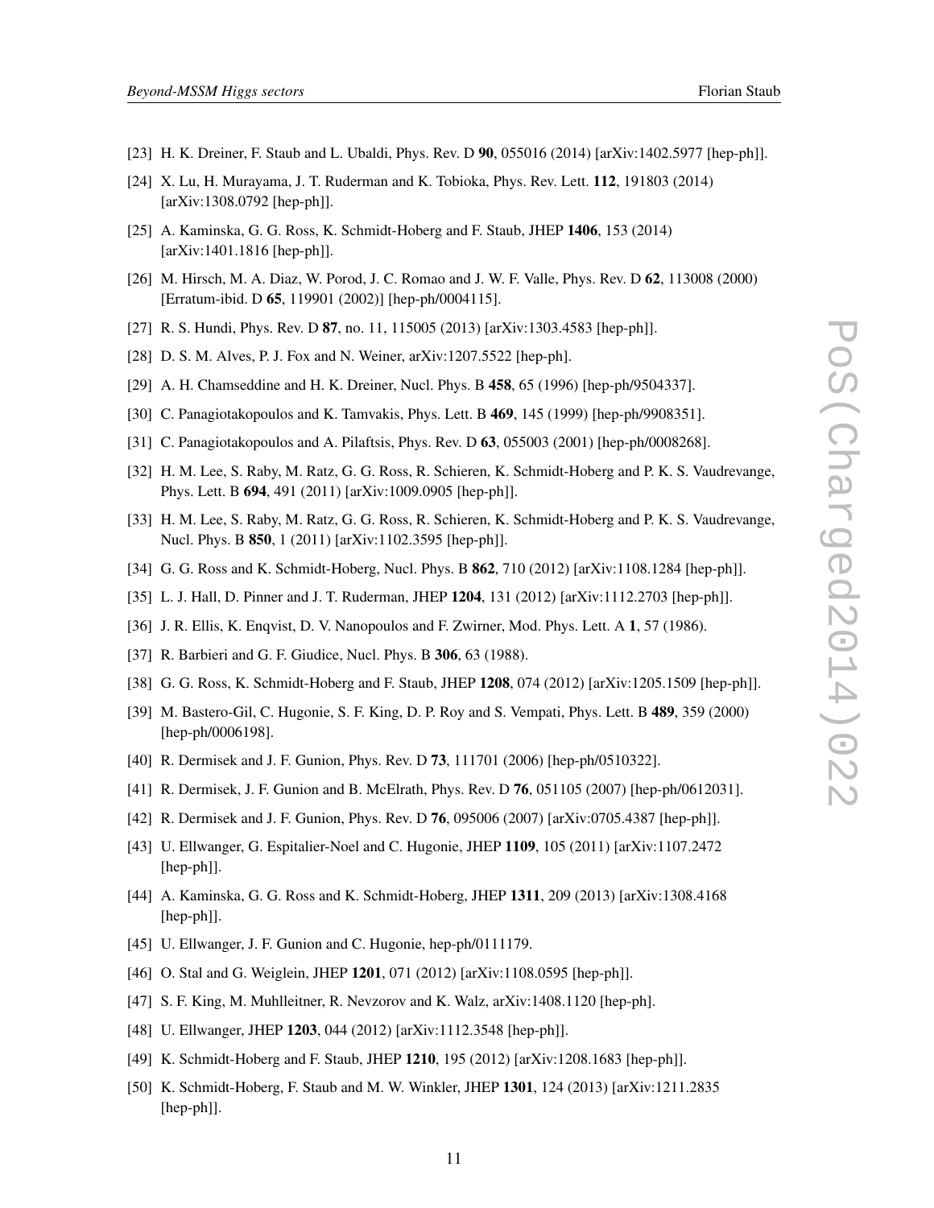[23] H. K. Dreiner, F. Staub and L. Ubaldi, Phys. Rev. D **90**, 055016 (2014) [arXiv:1402.5977 [hep-ph]].

[24] X. Lu, H. Murayama, J. T. Ruderman and K. Tobioka, Phys. Rev. Lett. **112**, 191803 (2014) [arXiv:1308.0792 [hep-ph]].

[25] A. Kaminska, G. G. Ross, K. Schmidt-Hoberg and F. Staub, JHEP **1406**, 153 (2014) [arXiv:1401.1816 [hep-ph]].

[26] M. Hirsch, M. A. Diaz, W. Porod, J. C. Romao and J. W. F. Valle, Phys. Rev. D **62**, 113008 (2000) [Erratum-ibid. D **65**, 119901 (2002)] [hep-ph/0004115].

[27] R. S. Hundi, Phys. Rev. D **87**, no. 11, 115005 (2013) [arXiv:1303.4583 [hep-ph]].

[28] D. S. M. Alves, P. J. Fox and N. Weiner, arXiv:1207.5522 [hep-ph].

[29] A. H. Chamseddine and H. K. Dreiner, Nucl. Phys. B **458**, 65 (1996) [hep-ph/9504337].

[30] C. Panagiotakopoulos and K. Tamvakis, Phys. Lett. B **469**, 145 (1999) [hep-ph/9908351].

[31] C. Panagiotakopoulos and A. Pilaftsis, Phys. Rev. D **63**, 055003 (2001) [hep-ph/0008268].

[32] H. M. Lee, S. Raby, M. Ratz, G. G. Ross, R. Schieren, K. Schmidt-Hoberg and P. K. S. Vaudrevange, Phys. Lett. B **694**, 491 (2011) [arXiv:1009.0905 [hep-ph]].

[33] H. M. Lee, S. Raby, M. Ratz, G. G. Ross, R. Schieren, K. Schmidt-Hoberg and P. K. S. Vaudrevange, Nucl. Phys. B **850**, 1 (2011) [arXiv:1102.3595 [hep-ph]].

[34] G. G. Ross and K. Schmidt-Hoberg, Nucl. Phys. B **862**, 710 (2012) [arXiv:1108.1284 [hep-ph]].

[35] L. J. Hall, D. Pinner and J. T. Ruderman, JHEP **1204**, 131 (2012) [arXiv:1112.2703 [hep-ph]].

[36] J. R. Ellis, K. Enqvist, D. V. Nanopoulos and F. Zwirner, Mod. Phys. Lett. A **1**, 57 (1986).

[37] R. Barbieri and G. F. Giudice, Nucl. Phys. B **306**, 63 (1988).

[38] G. G. Ross, K. Schmidt-Hoberg and F. Staub, JHEP **1208**, 074 (2012) [arXiv:1205.1509 [hep-ph]].

[39] M. Bastero-Gil, C. Hugonie, S. F. King, D. P. Roy and S. Vempati, Phys. Lett. B **489**, 359 (2000) [hep-ph/0006198].

[40] R. Dermisek and J. F. Gunion, Phys. Rev. D **73**, 111701 (2006) [hep-ph/0510322].

[41] R. Dermisek, J. F. Gunion and B. McElrath, Phys. Rev. D **76**, 051105 (2007) [hep-ph/0612031].

[42] R. Dermisek and J. F. Gunion, Phys. Rev. D **76**, 095006 (2007) [arXiv:0705.4387 [hep-ph]].

[43] U. Ellwanger, G. Espitalier-Noel and C. Hugonie, JHEP **1109**, 105 (2011) [arXiv:1107.2472 [hep-ph]].

[44] A. Kaminska, G. G. Ross and K. Schmidt-Hoberg, JHEP **1311**, 209 (2013) [arXiv:1308.4168 [hep-ph]].

[45] U. Ellwanger, J. F. Gunion and C. Hugonie, hep-ph/0111179.

[46] O. Stal and G. Weiglein, JHEP **1201**, 071 (2012) [arXiv:1108.0595 [hep-ph]].

[47] S. F. King, M. Muhlleitner, R. Nevzorov and K. Walz, arXiv:1408.1120 [hep-ph].

[48] U. Ellwanger, JHEP **1203**, 044 (2012) [arXiv:1112.3548 [hep-ph]].

[49] K. Schmidt-Hoberg and F. Staub, JHEP **1210**, 195 (2012) [arXiv:1208.1683 [hep-ph]].

[50] K. Schmidt-Hoberg, F. Staub and M. W. Winkler, JHEP **1301**, 124 (2013) [arXiv:1211.2835 [hep-ph]].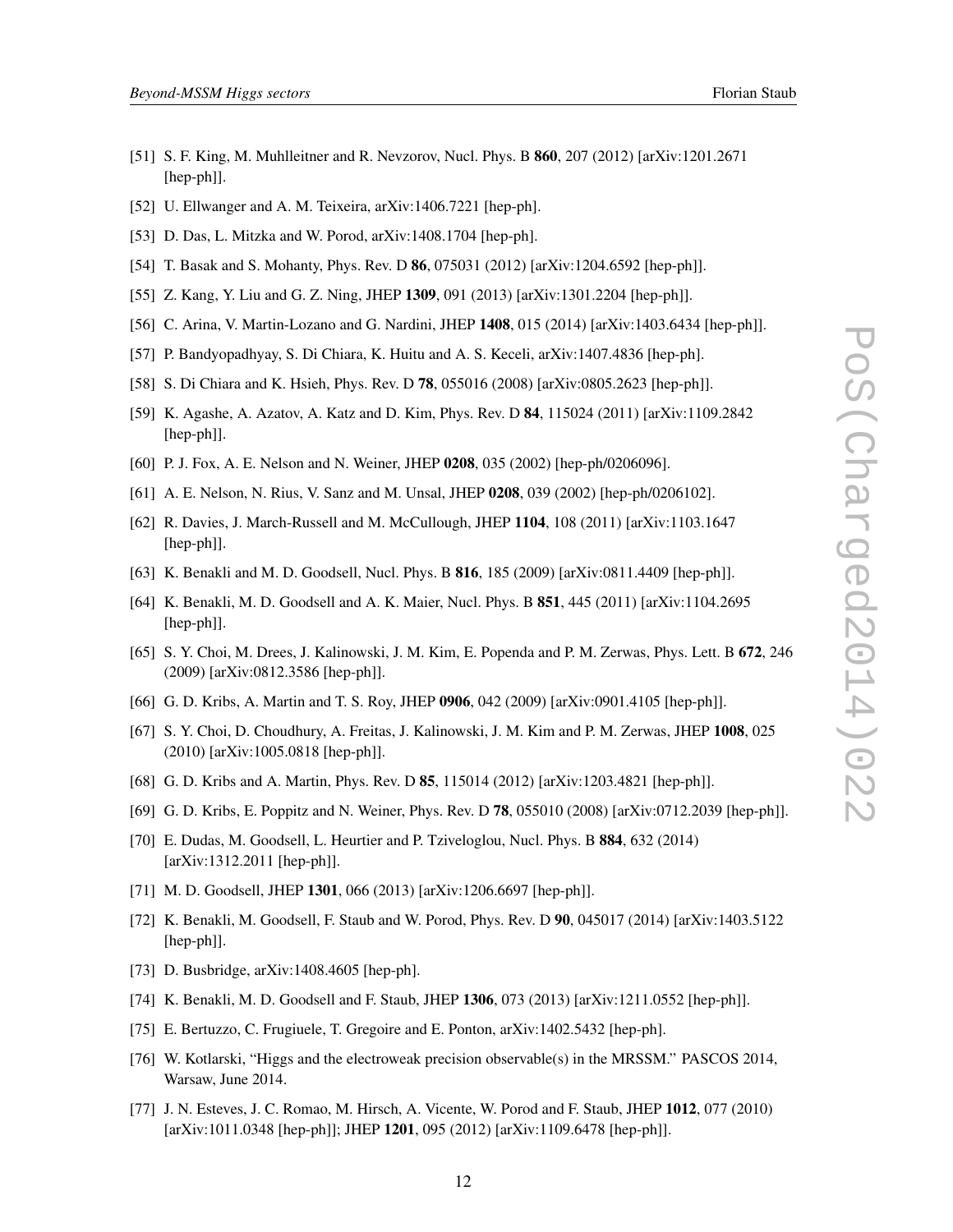[51] S. F. King, M. Muhlleitner and R. Nevzorov, Nucl. Phys. B **860**, 207 (2012) [arXiv:1201.2671 [hep-ph]].

[52] U. Ellwanger and A. M. Teixeira, arXiv:1406.7221 [hep-ph].

[53] D. Das, L. Mitzka and W. Porod, arXiv:1408.1704 [hep-ph].

[54] T. Basak and S. Mohanty, Phys. Rev. D **86**, 075031 (2012) [arXiv:1204.6592 [hep-ph]].

[55] Z. Kang, Y. Liu and G. Z. Ning, JHEP **1309**, 091 (2013) [arXiv:1301.2204 [hep-ph]].

[56] C. Arina, V. Martin-Lozano and G. Nardini, JHEP **1408**, 015 (2014) [arXiv:1403.6434 [hep-ph]].

[57] P. Bandyopadhyay, S. Di Chiara, K. Huitu and A. S. Keceli, arXiv:1407.4836 [hep-ph].

[58] S. Di Chiara and K. Hsieh, Phys. Rev. D **78**, 055016 (2008) [arXiv:0805.2623 [hep-ph]].

[59] K. Agashe, A. Azatov, A. Katz and D. Kim, Phys. Rev. D **84**, 115024 (2011) [arXiv:1109.2842 [hep-ph]].

[60] P. J. Fox, A. E. Nelson and N. Weiner, JHEP **0208**, 035 (2002) [hep-ph/0206096].

[61] A. E. Nelson, N. Rius, V. Sanz and M. Unsal, JHEP **0208**, 039 (2002) [hep-ph/0206102].

[62] R. Davies, J. March-Russell and M. McCullough, JHEP **1104**, 108 (2011) [arXiv:1103.1647 [hep-ph]].

[63] K. Benakli and M. D. Goodsell, Nucl. Phys. B **816**, 185 (2009) [arXiv:0811.4409 [hep-ph]].

[64] K. Benakli, M. D. Goodsell and A. K. Maier, Nucl. Phys. B **851**, 445 (2011) [arXiv:1104.2695 [hep-ph]].

[65] S. Y. Choi, M. Drees, J. Kalinowski, J. M. Kim, E. Popenda and P. M. Zerwas, Phys. Lett. B **672**, 246 (2009) [arXiv:0812.3586 [hep-ph]].

[66] G. D. Kribs, A. Martin and T. S. Roy, JHEP **0906**, 042 (2009) [arXiv:0901.4105 [hep-ph]].

[67] S. Y. Choi, D. Choudhury, A. Freitas, J. Kalinowski, J. M. Kim and P. M. Zerwas, JHEP **1008**, 025 (2010) [arXiv:1005.0818 [hep-ph]].

[68] G. D. Kribs and A. Martin, Phys. Rev. D **85**, 115014 (2012) [arXiv:1203.4821 [hep-ph]].

[69] G. D. Kribs, E. Poppitz and N. Weiner, Phys. Rev. D **78**, 055010 (2008) [arXiv:0712.2039 [hep-ph]].

[70] E. Dudas, M. Goodsell, L. Heurtier and P. Tziveloglou, Nucl. Phys. B **884**, 632 (2014) [arXiv:1312.2011 [hep-ph]].

[71] M. D. Goodsell, JHEP **1301**, 066 (2013) [arXiv:1206.6697 [hep-ph]].

[72] K. Benakli, M. Goodsell, F. Staub and W. Porod, Phys. Rev. D **90**, 045017 (2014) [arXiv:1403.5122 [hep-ph]].

[73] D. Busbridge, arXiv:1408.4605 [hep-ph].

[74] K. Benakli, M. D. Goodsell and F. Staub, JHEP **1306**, 073 (2013) [arXiv:1211.0552 [hep-ph]].

[75] E. Bertuzzo, C. Frugiuele, T. Gregoire and E. Ponton, arXiv:1402.5432 [hep-ph].

[76] W. Kotlarski, "Higgs and the electroweak precision observable(s) in the MRSSM." PASCOS 2014, Warsaw, June 2014.

[77] J. N. Esteves, J. C. Romao, M. Hirsch, A. Vicente, W. Porod and F. Staub, JHEP **1012**, 077 (2010) [arXiv:1011.0348 [hep-ph]]; JHEP **1201**, 095 (2012) [arXiv:1109.6478 [hep-ph]].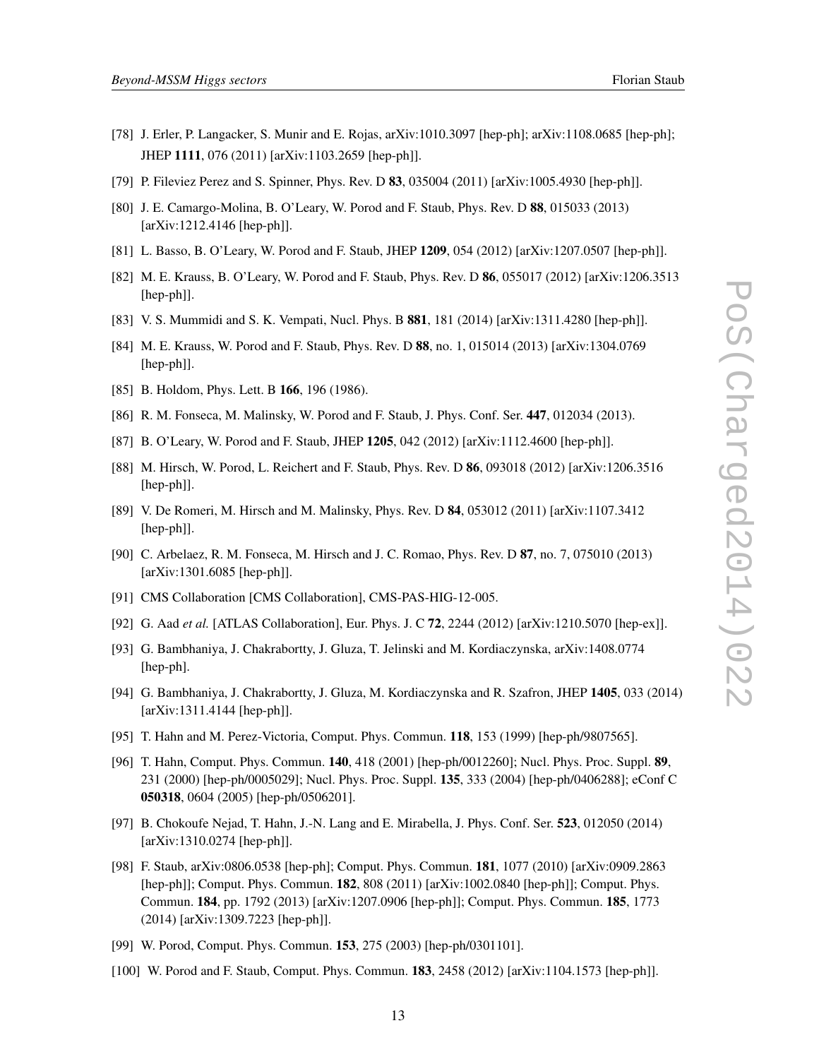[78] J. Erler, P. Langacker, S. Munir and E. Rojas, arXiv:1010.3097 [hep-ph]; arXiv:1108.0685 [hep-ph]; JHEP **1111**, 076 (2011) [arXiv:1103.2659 [hep-ph]].

[79] P. Fileviez Perez and S. Spinner, Phys. Rev. D **83**, 035004 (2011) [arXiv:1005.4930 [hep-ph]].

[80] J. E. Camargo-Molina, B. O'Leary, W. Porod and F. Staub, Phys. Rev. D **88**, 015033 (2013) [arXiv:1212.4146 [hep-ph]].

[81] L. Basso, B. O'Leary, W. Porod and F. Staub, JHEP **1209**, 054 (2012) [arXiv:1207.0507 [hep-ph]].

[82] M. E. Krauss, B. O'Leary, W. Porod and F. Staub, Phys. Rev. D **86**, 055017 (2012) [arXiv:1206.3513 [hep-ph]].

[83] V. S. Mummidi and S. K. Vempati, Nucl. Phys. B **881**, 181 (2014) [arXiv:1311.4280 [hep-ph]].

[84] M. E. Krauss, W. Porod and F. Staub, Phys. Rev. D **88**, no. 1, 015014 (2013) [arXiv:1304.0769 [hep-ph]].

[85] B. Holdom, Phys. Lett. B **166**, 196 (1986).

[86] R. M. Fonseca, M. Malinsky, W. Porod and F. Staub, J. Phys. Conf. Ser. **447**, 012034 (2013).

[87] B. O'Leary, W. Porod and F. Staub, JHEP **1205**, 042 (2012) [arXiv:1112.4600 [hep-ph]].

[88] M. Hirsch, W. Porod, L. Reichert and F. Staub, Phys. Rev. D **86**, 093018 (2012) [arXiv:1206.3516 [hep-ph]].

[89] V. De Romeri, M. Hirsch and M. Malinsky, Phys. Rev. D **84**, 053012 (2011) [arXiv:1107.3412 [hep-ph]].

[90] C. Arbelaez, R. M. Fonseca, M. Hirsch and J. C. Romao, Phys. Rev. D **87**, no. 7, 075010 (2013) [arXiv:1301.6085 [hep-ph]].

[91] CMS Collaboration [CMS Collaboration], CMS-PAS-HIG-12-005.

[92] G. Aad *et al.* [ATLAS Collaboration], Eur. Phys. J. C **72**, 2244 (2012) [arXiv:1210.5070 [hep-ex]].

[93] G. Bambhaniya, J. Chakrabortty, J. Gluza, T. Jelinski and M. Kordiaczynska, arXiv:1408.0774 [hep-ph].

[94] G. Bambhaniya, J. Chakrabortty, J. Gluza, M. Kordiaczynska and R. Szafron, JHEP **1405**, 033 (2014) [arXiv:1311.4144 [hep-ph]].

[95] T. Hahn and M. Perez-Victoria, Comput. Phys. Commun. **118**, 153 (1999) [hep-ph/9807565].

[96] T. Hahn, Comput. Phys. Commun. **140**, 418 (2001) [hep-ph/0012260]; Nucl. Phys. Proc. Suppl. **89**, 231 (2000) [hep-ph/0005029]; Nucl. Phys. Proc. Suppl. **135**, 333 (2004) [hep-ph/0406288]; eConf C **050318**, 0604 (2005) [hep-ph/0506201].

[97] B. Chokoufe Nejad, T. Hahn, J.-N. Lang and E. Mirabella, J. Phys. Conf. Ser. **523**, 012050 (2014) [arXiv:1310.0274 [hep-ph]].

[98] F. Staub, arXiv:0806.0538 [hep-ph]; Comput. Phys. Commun. **181**, 1077 (2010) [arXiv:0909.2863 [hep-ph]]; Comput. Phys. Commun. **182**, 808 (2011) [arXiv:1002.0840 [hep-ph]]; Comput. Phys. Commun. **184**, pp. 1792 (2013) [arXiv:1207.0906 [hep-ph]]; Comput. Phys. Commun. **185**, 1773 (2014) [arXiv:1309.7223 [hep-ph]].

[99] W. Porod, Comput. Phys. Commun. **153**, 275 (2003) [hep-ph/0301101].

[100] W. Porod and F. Staub, Comput. Phys. Commun. **183**, 2458 (2012) [arXiv:1104.1573 [hep-ph]].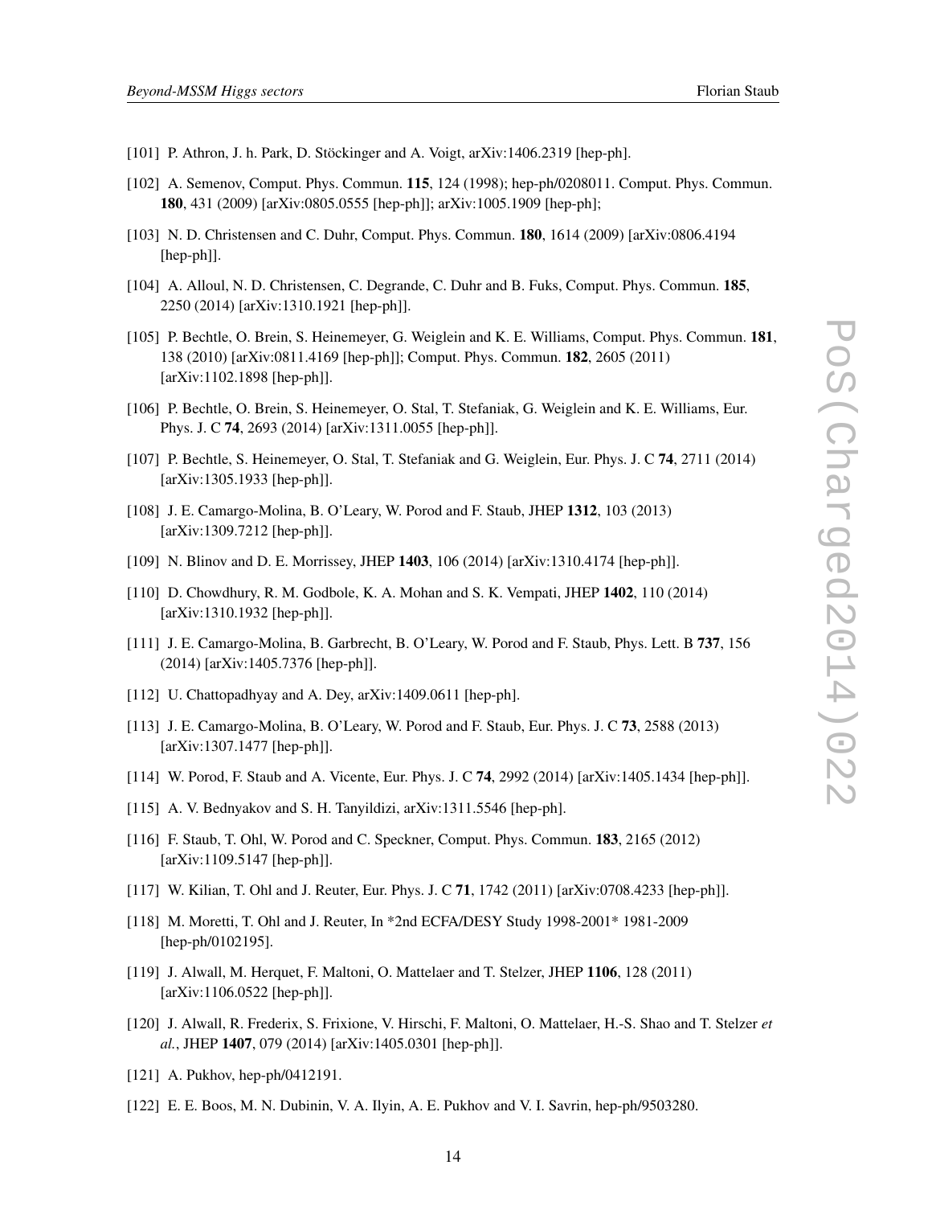[101] P. Athron, J. h. Park, D. Stöckinger and A. Voigt, arXiv:1406.2319 [hep-ph].

[102] A. Semenov, Comput. Phys. Commun. **115**, 124 (1998); hep-ph/0208011. Comput. Phys. Commun. **180**, 431 (2009) [arXiv:0805.0555 [hep-ph]]; arXiv:1005.1909 [hep-ph];

[103] N. D. Christensen and C. Duhr, Comput. Phys. Commun. **180**, 1614 (2009) [arXiv:0806.4194 [hep-ph]].

[104] A. Alloul, N. D. Christensen, C. Degrande, C. Duhr and B. Fuks, Comput. Phys. Commun. **185**, 2250 (2014) [arXiv:1310.1921 [hep-ph]].

[105] P. Bechtle, O. Brein, S. Heinemeyer, G. Weiglein and K. E. Williams, Comput. Phys. Commun. **181**, 138 (2010) [arXiv:0811.4169 [hep-ph]]; Comput. Phys. Commun. **182**, 2605 (2011) [arXiv:1102.1898 [hep-ph]].

[106] P. Bechtle, O. Brein, S. Heinemeyer, O. Stal, T. Stefaniak, G. Weiglein and K. E. Williams, Eur. Phys. J. C **74**, 2693 (2014) [arXiv:1311.0055 [hep-ph]].

[107] P. Bechtle, S. Heinemeyer, O. Stal, T. Stefaniak and G. Weiglein, Eur. Phys. J. C **74**, 2711 (2014) [arXiv:1305.1933 [hep-ph]].

[108] J. E. Camargo-Molina, B. O'Leary, W. Porod and F. Staub, JHEP **1312**, 103 (2013) [arXiv:1309.7212 [hep-ph]].

[109] N. Blinov and D. E. Morrissey, JHEP **1403**, 106 (2014) [arXiv:1310.4174 [hep-ph]].

[110] D. Chowdhury, R. M. Godbole, K. A. Mohan and S. K. Vempati, JHEP **1402**, 110 (2014) [arXiv:1310.1932 [hep-ph]].

[111] J. E. Camargo-Molina, B. Garbrecht, B. O'Leary, W. Porod and F. Staub, Phys. Lett. B **737**, 156 (2014) [arXiv:1405.7376 [hep-ph]].

[112] U. Chattopadhyay and A. Dey, arXiv:1409.0611 [hep-ph].

[113] J. E. Camargo-Molina, B. O'Leary, W. Porod and F. Staub, Eur. Phys. J. C **73**, 2588 (2013) [arXiv:1307.1477 [hep-ph]].

[114] W. Porod, F. Staub and A. Vicente, Eur. Phys. J. C **74**, 2992 (2014) [arXiv:1405.1434 [hep-ph]].

[115] A. V. Bednyakov and S. H. Tanyildizi, arXiv:1311.5546 [hep-ph].

[116] F. Staub, T. Ohl, W. Porod and C. Speckner, Comput. Phys. Commun. **183**, 2165 (2012) [arXiv:1109.5147 [hep-ph]].

[117] W. Kilian, T. Ohl and J. Reuter, Eur. Phys. J. C **71**, 1742 (2011) [arXiv:0708.4233 [hep-ph]].

[118] M. Moretti, T. Ohl and J. Reuter, In *2nd ECFA/DESY Study 1998-2001* 1981-2009 [hep-ph/0102195].

[119] J. Alwall, M. Herquet, F. Maltoni, O. Mattelaer and T. Stelzer, JHEP **1106**, 128 (2011) [arXiv:1106.0522 [hep-ph]].

[120] J. Alwall, R. Frederix, S. Frixione, V. Hirschi, F. Maltoni, O. Mattelaer, H.-S. Shao and T. Stelzer *et al.*, JHEP **1407**, 079 (2014) [arXiv:1405.0301 [hep-ph]].

[121] A. Pukhov, hep-ph/0412191.

[122] E. E. Boos, M. N. Dubinin, V. A. Ilyin, A. E. Pukhov and V. I. Savrin, hep-ph/9503280.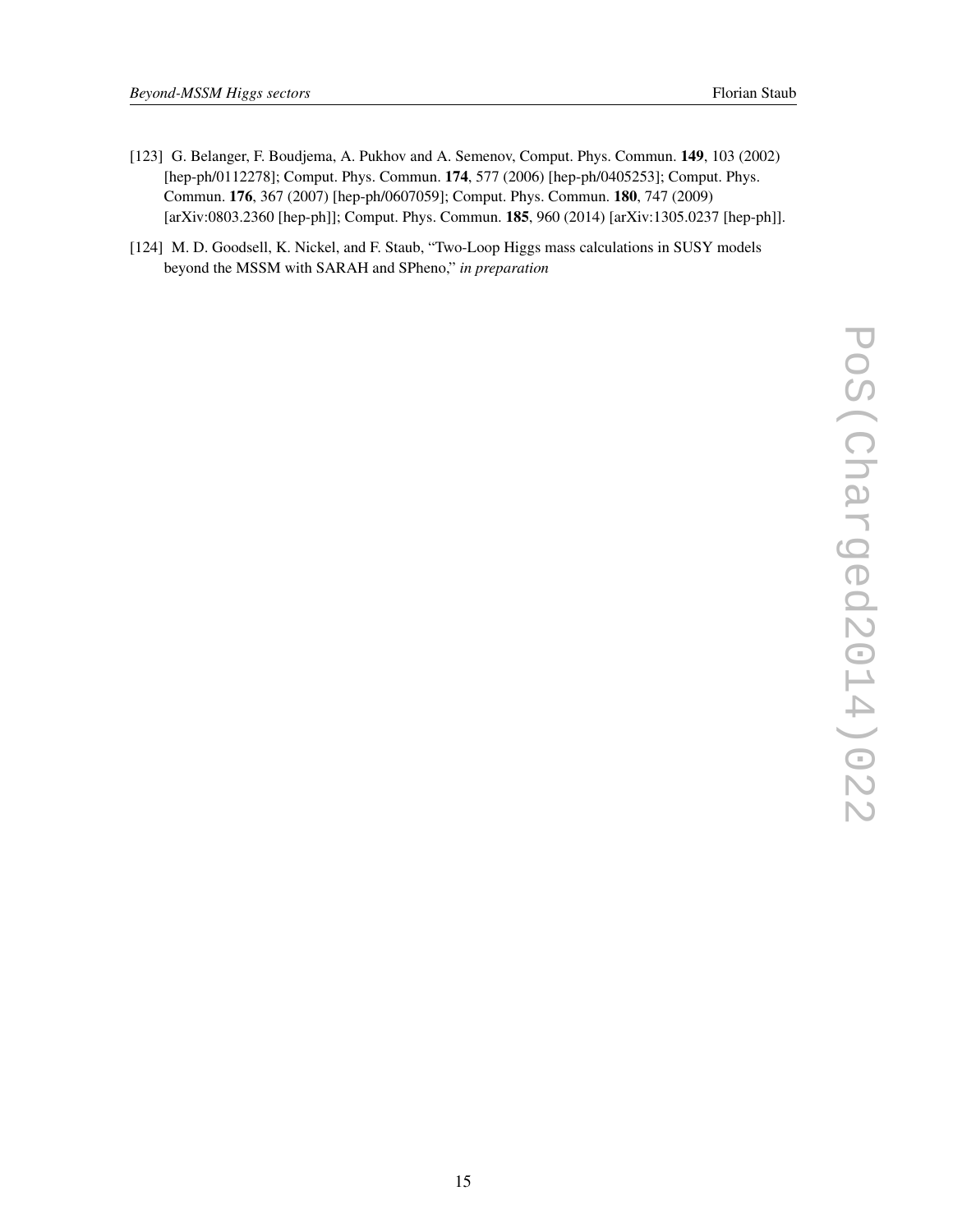[123] G. Belanger, F. Boudjema, A. Pukhov and A. Semenov, Comput. Phys. Commun. **149**, 103 (2002) [hep-ph/0112278]; Comput. Phys. Commun. **174**, 577 (2006) [hep-ph/0405253]; Comput. Phys. Commun. **176**, 367 (2007) [hep-ph/0607059]; Comput. Phys. Commun. **180**, 747 (2009) [arXiv:0803.2360 [hep-ph]]; Comput. Phys. Commun. **185**, 960 (2014) [arXiv:1305.0237 [hep-ph]].

[124] M. D. Goodsell, K. Nickel, and F. Staub, "Two-Loop Higgs mass calculations in SUSY models beyond the MSSM with SARAH and SPheno," *in preparation*